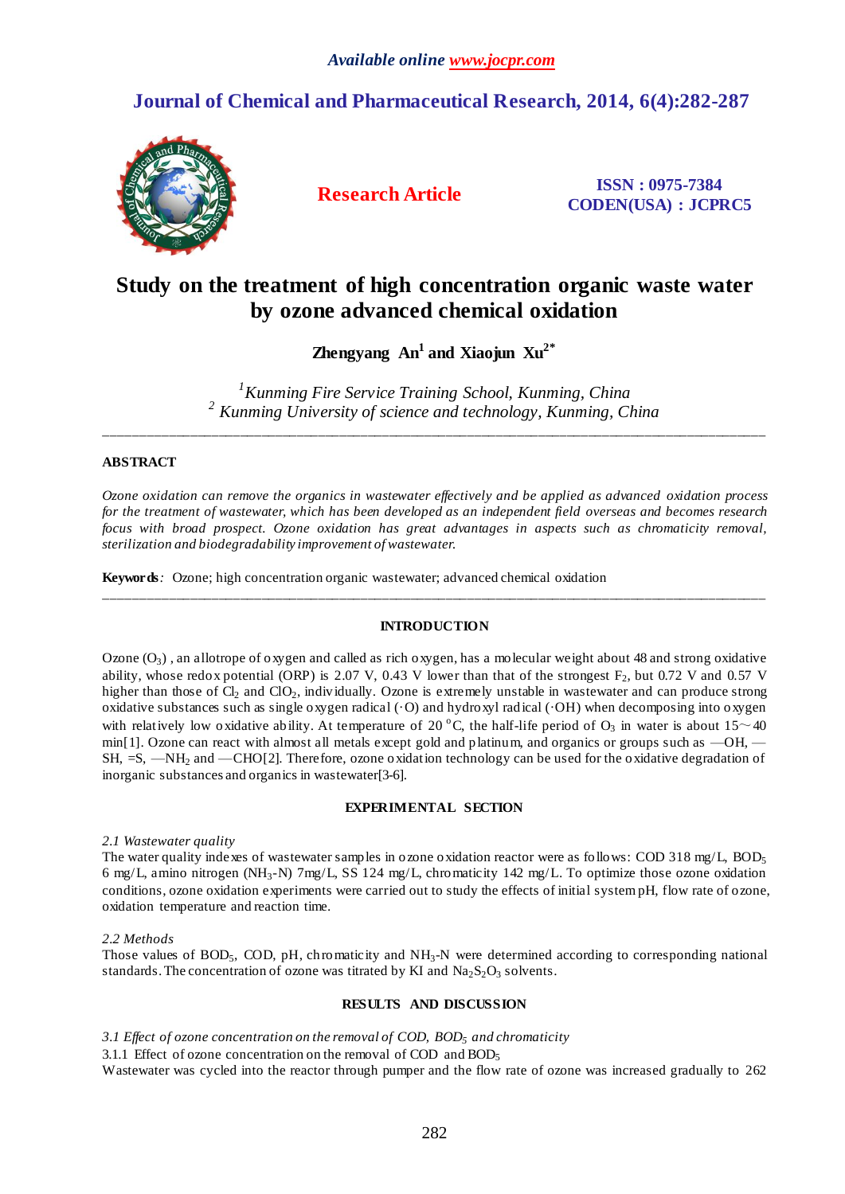# Study on the treatment of high concentration organic waste water by ozone advanced chemical oxidation

**Zhengyang An[1] and Xiaojun Xu[2*]**

[1]*Kunming Fire Service Training School, Kunming, China*
[2] *Kunming University of science and technology, Kunming, China*

---

## ABSTRACT

*Ozone oxidation can remove the organics in wastewater effectively and be applied as advanced oxidation process for the treatment of wastewater, which has been developed as an independent field overseas and becomes research focus with broad prospect. Ozone oxidation has great advantages in aspects such as chromaticity removal, sterilization and biodegradability improvement of wastewater.*

**Keywords***:* Ozone; high concentration organic wastewater; advanced chemical oxidation

---

## INTRODUCTION

Ozone ($O_3$) , an allotrope of oxygen and called as rich oxygen, has a molecular weight about 48 and strong oxidative ability, whose redox potential (ORP) is 2.07 V, 0.43 V lower than that of the strongest $F_2$, but 0.72 V and 0.57 V higher than those of $Cl_2$ and $ClO_2$, individually. Ozone is extremely unstable in wastewater and can produce strong oxidative substances such as single oxygen radical (·O) and hydroxyl radical (·OH) when decomposing into oxygen with relatively low oxidative ability. At temperature of 20 $^{o}$C, the half-life period of $O_3$ in water is about 15～40 min[1]. Ozone can react with almost all metals except gold and platinum, and organics or groups such as —OH, —SH, =S, —$NH_2$ and —CHO[2]. Therefore, ozone oxidation technology can be used for the oxidative degradation of inorganic substances and organics in wastewater[3-6].

## EXPERIMENTAL SECTION

*2.1 Wastewater quality*

The water quality indexes of wastewater samples in ozone oxidation reactor were as follows: COD 318 mg/L, $BOD_5$ 6 mg/L, amino nitrogen ($NH_3$-N) 7mg/L, SS 124 mg/L, chromaticity 142 mg/L. To optimize those ozone oxidation conditions, ozone oxidation experiments were carried out to study the effects of initial system pH, flow rate of ozone, oxidation temperature and reaction time.

*2.2 Methods*

Those values of $BOD_5$, COD, pH, chromaticity and $NH_3$-N were determined according to corresponding national standards. The concentration of ozone was titrated by KI and $Na_2S_2O_3$ solvents.

## RESULTS AND DISCUSSION

*3.1 Effect of ozone concentration on the removal of COD, $BOD_5$ and chromaticity*

3.1.1 Effect of ozone concentration on the removal of COD and $BOD_5$

Wastewater was cycled into the reactor through pumper and the flow rate of ozone was increased gradually to 262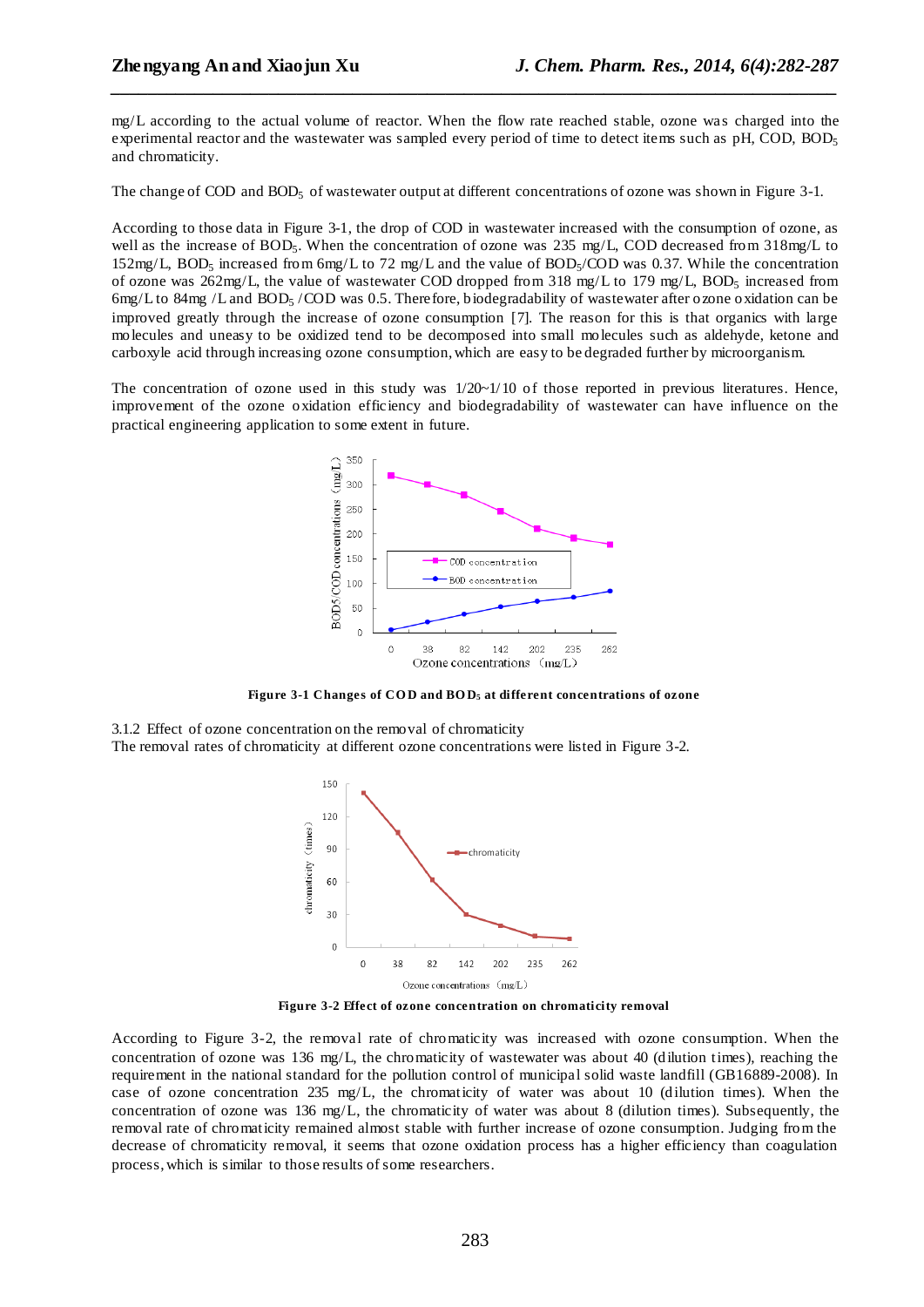mg/L according to the actual volume of reactor. When the flow rate reached stable, ozone was charged into the experimental reactor and the wastewater was sampled every period of time to detect items such as pH, COD, $BOD_5$ and chromaticity.

The change of COD and $BOD_5$ of wastewater output at different concentrations of ozone was shown in Figure 3-1.

According to those data in Figure 3-1, the drop of COD in wastewater increased with the consumption of ozone, as well as the increase of $BOD_5$. When the concentration of ozone was 235 mg/L, COD decreased from 318mg/L to 152mg/L, $BOD_5$ increased from 6mg/L to 72 mg/L and the value of $BOD_5$/COD was 0.37. While the concentration of ozone was 262mg/L, the value of wastewater COD dropped from 318 mg/L to 179 mg/L, $BOD_5$ increased from 6mg/L to 84mg /L and $BOD_5$ /COD was 0.5. Therefore, biodegradability of wastewater after ozone oxidation can be improved greatly through the increase of ozone consumption [7]. The reason for this is that organics with large molecules and uneasy to be oxidized tend to be decomposed into small molecules such as aldehyde, ketone and carboxyle acid through increasing ozone consumption, which are easy to be degraded further by microorganism.

The concentration of ozone used in this study was 1/20~1/10 of those reported in previous literatures. Hence, improvement of the ozone oxidation efficiency and biodegradability of wastewater can have influence on the practical engineering application to some extent in future.

**Figure 3-1 Changes of COD and $BOD_5$ at different concentrations of ozone**

3.1.2 Effect of ozone concentration on the removal of chromaticity

The removal rates of chromaticity at different ozone concentrations were listed in Figure 3-2.

**Figure 3-2 Effect of ozone concentration on chromaticity removal**

According to Figure 3-2, the removal rate of chromaticity was increased with ozone consumption. When the concentration of ozone was 136 mg/L, the chromaticity of wastewater was about 40 (dilution times), reaching the requirement in the national standard for the pollution control of municipal solid waste landfill (GB16889-2008). In case of ozone concentration 235 mg/L, the chromaticity of water was about 10 (dilution times). When the concentration of ozone was 136 mg/L, the chromaticity of water was about 8 (dilution times). Subsequently, the removal rate of chromaticity remained almost stable with further increase of ozone consumption. Judging from the decrease of chromaticity removal, it seems that ozone oxidation process has a higher efficiency than coagulation process, which is similar to those results of some researchers.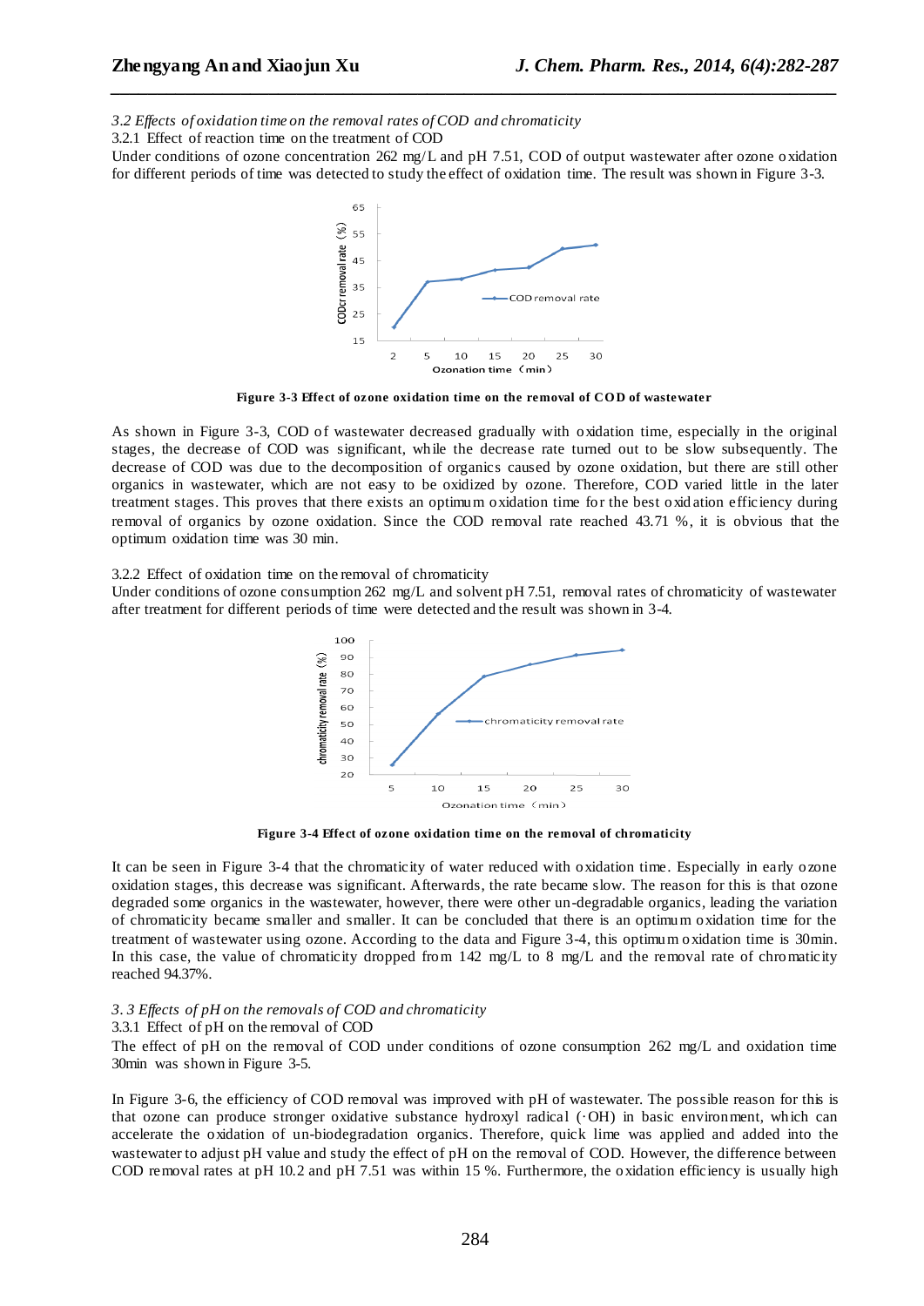*3.2 Effects of oxidation time on the removal rates of COD and chromaticity*

3.2.1 Effect of reaction time on the treatment of COD

Under conditions of ozone concentration 262 mg/L and pH 7.51, COD of output wastewater after ozone oxidation for different periods of time was detected to study the effect of oxidation time. The result was shown in Figure 3-3.

**Figure 3-3 Effect of ozone oxidation time on the removal of COD of wastewater**

As shown in Figure 3-3, COD of wastewater decreased gradually with oxidation time, especially in the original stages, the decrease of COD was significant, while the decrease rate turned out to be slow subsequently. The decrease of COD was due to the decomposition of organics caused by ozone oxidation, but there are still other organics in wastewater, which are not easy to be oxidized by ozone. Therefore, COD varied little in the later treatment stages. This proves that there exists an optimum oxidation time for the best oxidation efficiency during removal of organics by ozone oxidation. Since the COD removal rate reached 43.71 %, it is obvious that the optimum oxidation time was 30 min.

3.2.2 Effect of oxidation time on the removal of chromaticity

Under conditions of ozone consumption 262 mg/L and solvent pH 7.51, removal rates of chromaticity of wastewater after treatment for different periods of time were detected and the result was shown in 3-4.

**Figure 3-4 Effect of ozone oxidation time on the removal of chromaticity**

It can be seen in Figure 3-4 that the chromaticity of water reduced with oxidation time. Especially in early ozone oxidation stages, this decrease was significant. Afterwards, the rate became slow. The reason for this is that ozone degraded some organics in the wastewater, however, there were other un-degradable organics, leading the variation of chromaticity became smaller and smaller. It can be concluded that there is an optimum oxidation time for the treatment of wastewater using ozone. According to the data and Figure 3-4, this optimum oxidation time is 30min. In this case, the value of chromaticity dropped from 142 mg/L to 8 mg/L and the removal rate of chromaticity reached 94.37%.

*3. 3 Effects of pH on the removals of COD and chromaticity*

3.3.1 Effect of pH on the removal of COD

The effect of pH on the removal of COD under conditions of ozone consumption 262 mg/L and oxidation time 30min was shown in Figure 3-5.

In Figure 3-6, the efficiency of COD removal was improved with pH of wastewater. The possible reason for this is that ozone can produce stronger oxidative substance hydroxyl radical (·OH) in basic environment, which can accelerate the oxidation of un-biodegradation organics. Therefore, quick lime was applied and added into the wastewater to adjust pH value and study the effect of pH on the removal of COD. However, the difference between COD removal rates at pH 10.2 and pH 7.51 was within 15 %. Furthermore, the oxidation efficiency is usually high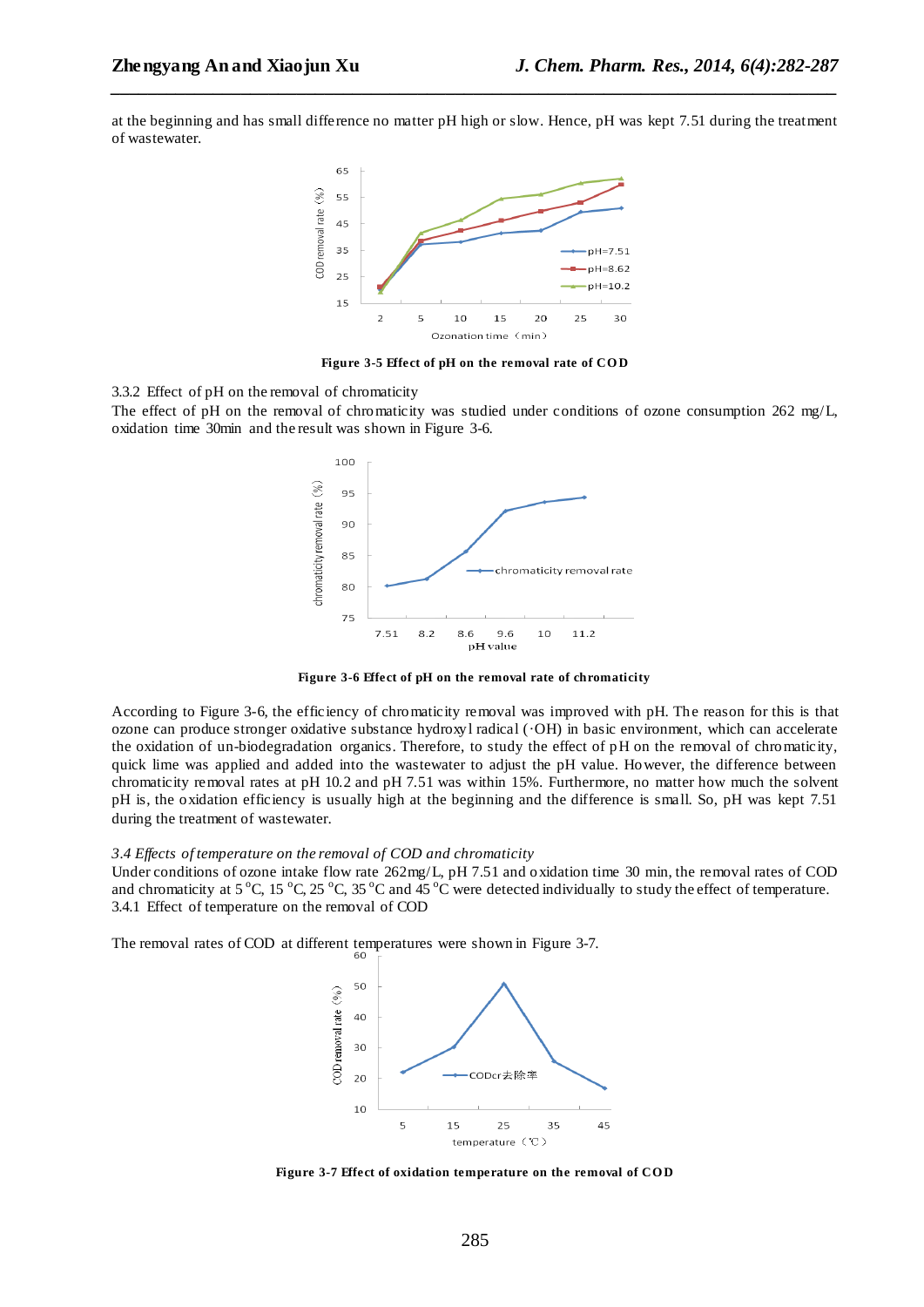at the beginning and has small difference no matter pH high or slow. Hence, pH was kept 7.51 during the treatment of wastewater.

**Figure 3-5 Effect of pH on the removal rate of COD**

3.3.2 Effect of pH on the removal of chromaticity

The effect of pH on the removal of chromaticity was studied under conditions of ozone consumption 262 mg/L, oxidation time 30min and the result was shown in Figure 3-6.

**Figure 3-6 Effect of pH on the removal rate of chromaticity**

According to Figure 3-6, the efficiency of chromaticity removal was improved with pH. The reason for this is that ozone can produce stronger oxidative substance hydroxyl radical (·OH) in basic environment, which can accelerate the oxidation of un-biodegradation organics. Therefore, to study the effect of pH on the removal of chromaticity, quick lime was applied and added into the wastewater to adjust the pH value. However, the difference between chromaticity removal rates at pH 10.2 and pH 7.51 was within 15%. Furthermore, no matter how much the solvent pH is, the oxidation efficiency is usually high at the beginning and the difference is small. So, pH was kept 7.51 during the treatment of wastewater.

*3.4 Effects of temperature on the removal of COD and chromaticity*

Under conditions of ozone intake flow rate 262mg/L, pH 7.51 and oxidation time 30 min, the removal rates of COD and chromaticity at 5 °C, 15 °C, 25 °C, 35 °C and 45 °C were detected individually to study the effect of temperature.

3.4.1 Effect of temperature on the removal of COD

The removal rates of COD at different temperatures were shown in Figure 3-7.

**Figure 3-7 Effect of oxidation temperature on the removal of COD**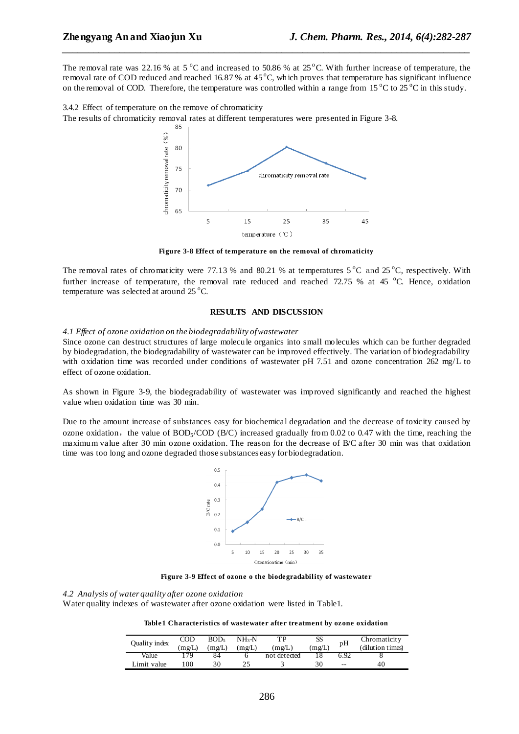The removal rate was 22.16 % at 5 °C and increased to 50.86 % at 25 °C. With further increase of temperature, the removal rate of COD reduced and reached 16.87 % at 45 °C, which proves that temperature has significant influence on the removal of COD. Therefore, the temperature was controlled within a range from 15 °C to 25 °C in this study.

3.4.2 Effect of temperature on the remove of chromaticity

The results of chromaticity removal rates at different temperatures were presented in Figure 3-8.

**Figure 3-8 Effect of temperature on the removal of chromaticity**

The removal rates of chromaticity were 77.13 % and 80.21 % at temperatures 5 °C and 25 °C, respectively. With further increase of temperature, the removal rate reduced and reached 72.75 % at 45 °C. Hence, oxidation temperature was selected at around 25 °C.

## RESULTS AND DISCUSSION

*4.1 Effect of ozone oxidation on the biodegradability of wastewater*

Since ozone can destruct structures of large molecule organics into small molecules which can be further degraded by biodegradation, the biodegradability of wastewater can be improved effectively. The variation of biodegradability with oxidation time was recorded under conditions of wastewater pH 7.51 and ozone concentration 262 mg/L to effect of ozone oxidation.

As shown in Figure 3-9, the biodegradability of wastewater was improved significantly and reached the highest value when oxidation time was 30 min.

Due to the amount increase of substances easy for biochemical degradation and the decrease of toxicity caused by ozone oxidation, the value of $BOD_5$/COD (B/C) increased gradually from 0.02 to 0.47 with the time, reaching the maximum value after 30 min ozone oxidation. The reason for the decrease of B/C after 30 min was that oxidation time was too long and ozone degraded those substances easy for biodegradation.

**Figure 3-9 Effect of ozone o the biodegradability of wastewater**

*4.2 Analysis of water quality after ozone oxidation*

Water quality indexes of wastewater after ozone oxidation were listed in Table1.

**Table1 Characteristics of wastewater after treatment by ozone oxidation**

| Quality index | COD (mg/L) | $BOD_5$ (mg/L) | $NH_3$-N (mg/L) | TP (mg/L) | SS (mg/L) | pH | Chromaticity (dilution times) |
|---|---|---|---|---|---|---|---|
| Value | 179 | 84 | 6 | not detected | 18 | 6.92 | 8 |
| Limit value | 100 | 30 | 25 | 3 | 30 | -- | 40 |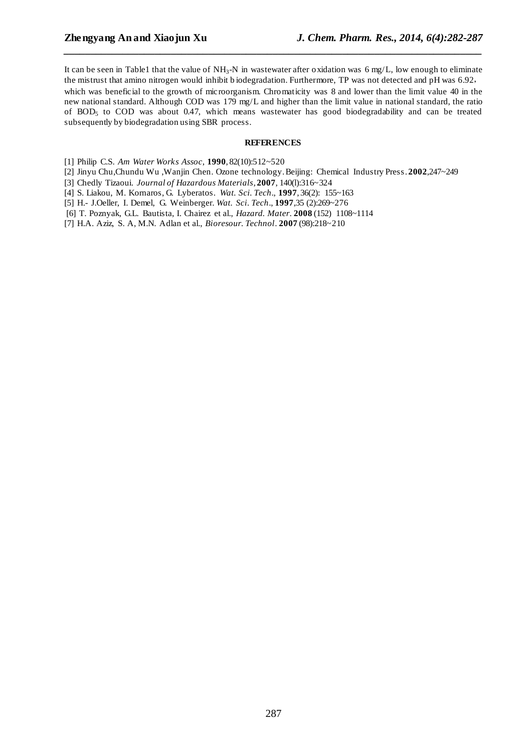It can be seen in Table1 that the value of $NH_3$-N in wastewater after oxidation was 6 mg/L, low enough to eliminate the mistrust that amino nitrogen would inhibit biodegradation. Furthermore, TP was not detected and pH was 6.92, which was beneficial to the growth of microorganism. Chromaticity was 8 and lower than the limit value 40 in the new national standard. Although COD was 179 mg/L and higher than the limit value in national standard, the ratio of $BOD_5$ to COD was about 0.47, which means wastewater has good biodegradability and can be treated subsequently by biodegradation using SBR process.

## REFERENCES

[1] Philip C.S. *Am Water Works Assoc*, **1990**, 82(10):512~520

[2] Jinyu Chu,Chundu Wu ,Wanjin Chen. Ozone technology. Beijing: Chemical Industry Press. **2002**,247~249

[3] Chedly Tizaoui. *Journal of Hazardous Materials*, **2007**, 140(l):316~324

[4] S. Liakou, M. Kornaros, G. Lyberatos. *Wat. Sci. Tech*., **1997**, 36(2): 155~163

[5] H.- J.Oeller, I. Demel, G. Weinberger. *Wat. Sci. Tech*., **1997**,35 (2):269~276

[6] T. Poznyak, G.L. Bautista, I. Chairez et al., *Hazard. Mater.* **2008** (152) 1108~1114

[7] H.A. Aziz, S. A, M.N. Adlan et al., *Bioresour. Technol*. **2007** (98):218~210